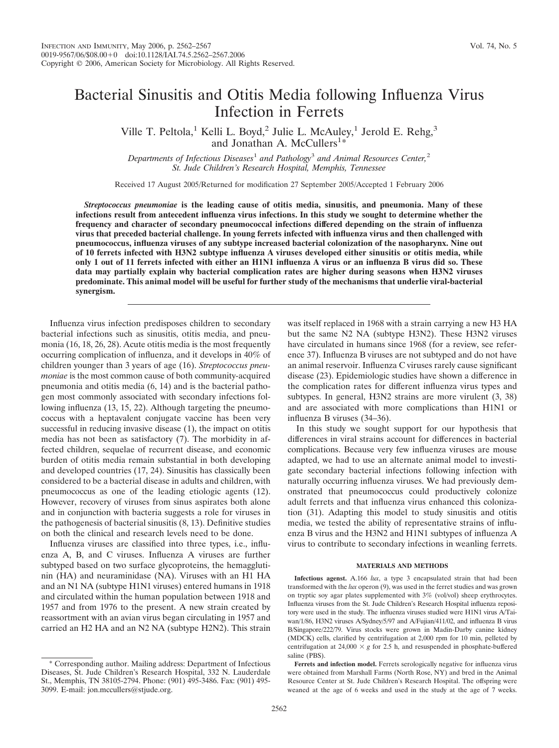# Bacterial Sinusitis and Otitis Media following Influenza Virus Infection in Ferrets

Ville T. Peltola,[1] Kelli L. Boyd,[2] Julie L. McAuley,[1] Jerold E. Rehg,[3] and Jonathan A. McCullers[1*]

*Departments of Infectious Diseases[1] and Pathology[3] and Animal Resources Center,[2] St. Jude Children's Research Hospital, Memphis, Tennessee*

Received 17 August 2005/Returned for modification 27 September 2005/Accepted 1 February 2006

***Streptococcus pneumoniae*** **is the leading cause of otitis media, sinusitis, and pneumonia. Many of these infections result from antecedent influenza virus infections. In this study we sought to determine whether the frequency and character of secondary pneumococcal infections differed depending on the strain of influenza virus that preceded bacterial challenge. In young ferrets infected with influenza virus and then challenged with pneumococcus, influenza viruses of any subtype increased bacterial colonization of the nasopharynx. Nine out of 10 ferrets infected with H3N2 subtype influenza A viruses developed either sinusitis or otitis media, while only 1 out of 11 ferrets infected with either an H1N1 influenza A virus or an influenza B virus did so. These data may partially explain why bacterial complication rates are higher during seasons when H3N2 viruses predominate. This animal model will be useful for further study of the mechanisms that underlie viral-bacterial synergism.**

Influenza virus infection predisposes children to secondary bacterial infections such as sinusitis, otitis media, and pneumonia (16, 18, 26, 28). Acute otitis media is the most frequently occurring complication of influenza, and it develops in 40% of children younger than 3 years of age (16). *Streptococcus pneumoniae* is the most common cause of both community-acquired pneumonia and otitis media (6, 14) and is the bacterial pathogen most commonly associated with secondary infections following influenza (13, 15, 22). Although targeting the pneumococcus with a heptavalent conjugate vaccine has been very successful in reducing invasive disease (1), the impact on otitis media has not been as satisfactory (7). The morbidity in affected children, sequelae of recurrent disease, and economic burden of otitis media remain substantial in both developing and developed countries (17, 24). Sinusitis has classically been considered to be a bacterial disease in adults and children, with pneumococcus as one of the leading etiologic agents (12). However, recovery of viruses from sinus aspirates both alone and in conjunction with bacteria suggests a role for viruses in the pathogenesis of bacterial sinusitis (8, 13). Definitive studies on both the clinical and research levels need to be done.

Influenza viruses are classified into three types, i.e., influenza A, B, and C viruses. Influenza A viruses are further subtyped based on two surface glycoproteins, the hemagglutinin (HA) and neuraminidase (NA). Viruses with an H1 HA and an N1 NA (subtype H1N1 viruses) entered humans in 1918 and circulated within the human population between 1918 and 1957 and from 1976 to the present. A new strain created by reassortment with an avian virus began circulating in 1957 and carried an H2 HA and an N2 NA (subtype H2N2). This strain was itself replaced in 1968 with a strain carrying a new H3 HA but the same N2 NA (subtype H3N2). These H3N2 viruses have circulated in humans since 1968 (for a review, see reference 37). Influenza B viruses are not subtyped and do not have an animal reservoir. Influenza C viruses rarely cause significant disease (23). Epidemiologic studies have shown a difference in the complication rates for different influenza virus types and subtypes. In general, H3N2 strains are more virulent (3, 38) and are associated with more complications than H1N1 or influenza B viruses (34–36).

In this study we sought support for our hypothesis that differences in viral strains account for differences in bacterial complications. Because very few influenza viruses are mouse adapted, we had to use an alternate animal model to investigate secondary bacterial infections following infection with naturally occurring influenza viruses. We had previously demonstrated that pneumococcus could productively colonize adult ferrets and that influenza virus enhanced this colonization (31). Adapting this model to study sinusitis and otitis media, we tested the ability of representative strains of influenza B virus and the H3N2 and H1N1 subtypes of influenza A virus to contribute to secondary infections in weanling ferrets.

## MATERIALS AND METHODS

**Infectious agenst.** A.166 *lux*, a type 3 encapsulated strain that had been transformed with the *lux* operon (9), was used in the ferret studies and was grown on tryptic soy agar plates supplemented with 3% (vol/vol) sheep erythrocytes. Influenza viruses from the St. Jude Children's Research Hospital influenza repository were used in the study. The influenza viruses studied were H1N1 virus A/Taiwan/1/86, H3N2 viruses A/Sydney/5/97 and A/Fujian/411/02, and influenza B virus B/Singapore/222/79. Virus stocks were grown in Madin-Darby canine kidney (MDCK) cells, clarified by centrifugation at 2,000 rpm for 10 min, pelleted by centrifugation at 24,000 × *g* for 2.5 h, and resuspended in phosphate-buffered saline (PBS).

**Ferrets and infection model.** Ferrets serologically negative for influenza virus were obtained from Marshall Farms (North Rose, NY) and bred in the Animal Resource Center at St. Jude Children's Research Hospital. The offspring were weaned at the age of 6 weeks and used in the study at the age of 7 weeks.

* Corresponding author. Mailing address: Department of Infectious Diseases, St. Jude Children's Research Hospital, 332 N. Lauderdale St., Memphis, TN 38105-2794. Phone: (901) 495-3486. Fax: (901) 495-3099. E-mail: jon.mccullers@stjude.org.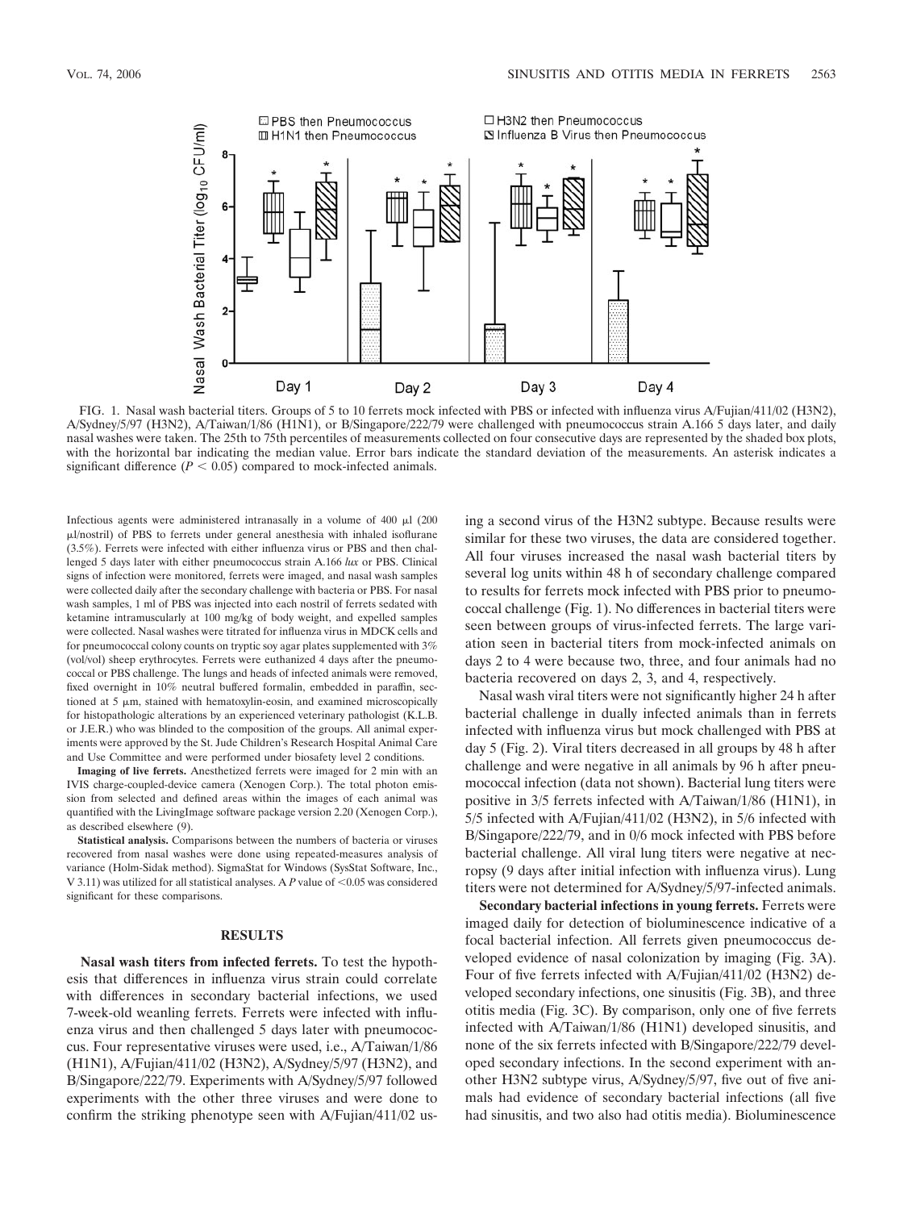FIG. 1. Nasal wash bacterial titers. Groups of 5 to 10 ferrets mock infected with PBS or infected with influenza virus A/Fujian/411/02 (H3N2), A/Sydney/5/97 (H3N2), A/Taiwan/1/86 (H1N1), or B/Singapore/222/79 were challenged with pneumococcus strain A.166 5 days later, and daily nasal washes were taken. The 25th to 75th percentiles of measurements collected on four consecutive days are represented by the shaded box plots, with the horizontal bar indicating the median value. Error bars indicate the standard deviation of the measurements. An asterisk indicates a significant difference ($P < 0.05$) compared to mock-infected animals.

Infectious agents were administered intranasally in a volume of 400 μl (200 μl/nostril) of PBS to ferrets under general anesthesia with inhaled isoflurane (3.5%). Ferrets were infected with either influenza virus or PBS and then challenged 5 days later with either pneumococcus strain A.166 *lux* or PBS. Clinical signs of infection were monitored, ferrets were imaged, and nasal wash samples were collected daily after the secondary challenge with bacteria or PBS. For nasal wash samples, 1 ml of PBS was injected into each nostril of ferrets sedated with ketamine intramuscularly at 100 mg/kg of body weight, and expelled samples were collected. Nasal washes were titrated for influenza virus in MDCK cells and for pneumococcal colony counts on tryptic soy agar plates supplemented with 3% (vol/vol) sheep erythrocytes. Ferrets were euthanized 4 days after the pneumococcal or PBS challenge. The lungs and heads of infected animals were removed, fixed overnight in 10% neutral buffered formalin, embedded in paraffin, sectioned at 5 μm, stained with hematoxylin-eosin, and examined microscopically for histopathologic alterations by an experienced veterinary pathologist (K.L.B. or J.E.R.) who was blinded to the composition of the groups. All animal experiments were approved by the St. Jude Children's Research Hospital Animal Care and Use Committee and were performed under biosafety level 2 conditions.

**Imaging of live ferrets.** Anesthetized ferrets were imaged for 2 min with an IVIS charge-coupled-device camera (Xenogen Corp.). The total photon emission from selected and defined areas within the images of each animal was quantified with the LivingImage software package version 2.20 (Xenogen Corp.), as described elsewhere (9).

**Statistical analysis.** Comparisons between the numbers of bacteria or viruses recovered from nasal washes were done using repeated-measures analysis of variance (Holm-Sidak method). SigmaStat for Windows (SysStat Software, Inc., V 3.11) was utilized for all statistical analyses. A $P$ value of $<0.05$ was considered significant for these comparisons.

## RESULTS

**Nasal wash titers from infected ferrets.** To test the hypothesis that differences in influenza virus strain could correlate with differences in secondary bacterial infections, we used 7-week-old weanling ferrets. Ferrets were infected with influenza virus and then challenged 5 days later with pneumococcus. Four representative viruses were used, i.e., A/Taiwan/1/86 (H1N1), A/Fujian/411/02 (H3N2), A/Sydney/5/97 (H3N2), and B/Singapore/222/79. Experiments with A/Sydney/5/97 followed experiments with the other three viruses and were done to confirm the striking phenotype seen with A/Fujian/411/02 using a second virus of the H3N2 subtype. Because results were similar for these two viruses, the data are considered together. All four viruses increased the nasal wash bacterial titers by several log units within 48 h of secondary challenge compared to results for ferrets mock infected with PBS prior to pneumococcal challenge (Fig. 1). No differences in bacterial titers were seen between groups of virus-infected ferrets. The large variation seen in bacterial titers from mock-infected animals on days 2 to 4 were because two, three, and four animals had no bacteria recovered on days 2, 3, and 4, respectively.

Nasal wash viral titers were not significantly higher 24 h after bacterial challenge in dually infected animals than in ferrets infected with influenza virus but mock challenged with PBS at day 5 (Fig. 2). Viral titers decreased in all groups by 48 h after challenge and were negative in all animals by 96 h after pneumococcal infection (data not shown). Bacterial lung titers were positive in 3/5 ferrets infected with A/Taiwan/1/86 (H1N1), in 5/5 infected with A/Fujian/411/02 (H3N2), in 5/6 infected with B/Singapore/222/79, and in 0/6 mock infected with PBS before bacterial challenge. All viral lung titers were negative at necropsy (9 days after initial infection with influenza virus). Lung titers were not determined for A/Sydney/5/97-infected animals.

**Secondary bacterial infections in young ferrets.** Ferrets were imaged daily for detection of bioluminescence indicative of a focal bacterial infection. All ferrets given pneumococcus developed evidence of nasal colonization by imaging (Fig. 3A). Four of five ferrets infected with A/Fujian/411/02 (H3N2) developed secondary infections, one sinusitis (Fig. 3B), and three otitis media (Fig. 3C). By comparison, only one of five ferrets infected with A/Taiwan/1/86 (H1N1) developed sinusitis, and none of the six ferrets infected with B/Singapore/222/79 developed secondary infections. In the second experiment with another H3N2 subtype virus, A/Sydney/5/97, five out of five animals had evidence of secondary bacterial infections (all five had sinusitis, and two also had otitis media). Bioluminescence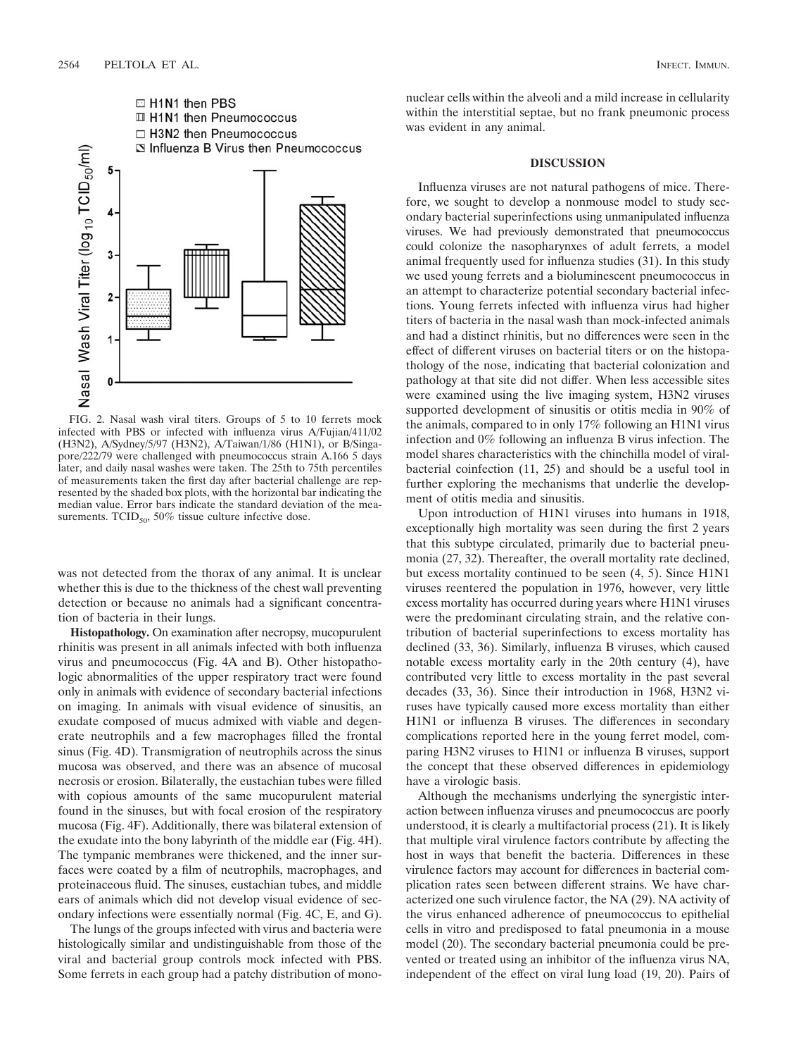FIG. 2. Nasal wash viral titers. Groups of 5 to 10 ferrets mock infected with PBS or infected with influenza virus A/Fujian/411/02 (H3N2), A/Sydney/5/97 (H3N2), A/Taiwan/1/86 (H1N1), or B/Singapore/222/79 were challenged with pneumococcus strain A.166 5 days later, and daily nasal washes were taken. The 25th to 75th percentiles of measurements taken the first day after bacterial challenge are represented by the shaded box plots, with the horizontal bar indicating the median value. Error bars indicate the standard deviation of the measurements. $TCID_{50}$, 50% tissue culture infective dose.

was not detected from the thorax of any animal. It is unclear whether this is due to the thickness of the chest wall preventing detection or because no animals had a significant concentration of bacteria in their lungs.

**Histopathology.** On examination after necropsy, mucopurulent rhinitis was present in all animals infected with both influenza virus and pneumococcus (Fig. 4A and B). Other histopathologic abnormalities of the upper respiratory tract were found only in animals with evidence of secondary bacterial infections on imaging. In animals with visual evidence of sinusitis, an exudate composed of mucus admixed with viable and degenerate neutrophils and a few macrophages filled the frontal sinus (Fig. 4D). Transmigration of neutrophils across the sinus mucosa was observed, and there was an absence of mucosal necrosis or erosion. Bilaterally, the eustachian tubes were filled with copious amounts of the same mucopurulent material found in the sinuses, but with focal erosion of the respiratory mucosa (Fig. 4F). Additionally, there was bilateral extension of the exudate into the bony labyrinth of the middle ear (Fig. 4H). The tympanic membranes were thickened, and the inner surfaces were coated by a film of neutrophils, macrophages, and proteinaceous fluid. The sinuses, eustachian tubes, and middle ears of animals which did not develop visual evidence of secondary infections were essentially normal (Fig. 4C, E, and G).

The lungs of the groups infected with virus and bacteria were histologically similar and undistinguishable from those of the viral and bacterial group controls mock infected with PBS. Some ferrets in each group had a patchy distribution of mononuclear cells within the alveoli and a mild increase in cellularity within the interstitial septae, but no frank pneumonic process was evident in any animal.

## DISCUSSION

Influenza viruses are not natural pathogens of mice. Therefore, we sought to develop a nonmouse model to study secondary bacterial superinfections using unmanipulated influenza viruses. We had previously demonstrated that pneumococcus could colonize the nasopharynxes of adult ferrets, a model animal frequently used for influenza studies (31). In this study we used young ferrets and a bioluminescent pneumococcus in an attempt to characterize potential secondary bacterial infections. Young ferrets infected with influenza virus had higher titers of bacteria in the nasal wash than mock-infected animals and had a distinct rhinitis, but no differences were seen in the effect of different viruses on bacterial titers or on the histopathology of the nose, indicating that bacterial colonization and pathology at that site did not differ. When less accessible sites were examined using the live imaging system, H3N2 viruses supported development of sinusitis or otitis media in 90% of the animals, compared to in only 17% following an H1N1 virus infection and 0% following an influenza B virus infection. The model shares characteristics with the chinchilla model of viral-bacterial coinfection (11, 25) and should be a useful tool in further exploring the mechanisms that underlie the development of otitis media and sinusitis.

Upon introduction of H1N1 viruses into humans in 1918, exceptionally high mortality was seen during the first 2 years that this subtype circulated, primarily due to bacterial pneumonia (27, 32). Thereafter, the overall mortality rate declined, but excess mortality continued to be seen (4, 5). Since H1N1 viruses reentered the population in 1976, however, very little excess mortality has occurred during years where H1N1 viruses were the predominant circulating strain, and the relative contribution of bacterial superinfections to excess mortality has declined (33, 36). Similarly, influenza B viruses, which caused notable excess mortality early in the 20th century (4), have contributed very little to excess mortality in the past several decades (33, 36). Since their introduction in 1968, H3N2 viruses have typically caused more excess mortality than either H1N1 or influenza B viruses. The differences in secondary complications reported here in the young ferret model, comparing H3N2 viruses to H1N1 or influenza B viruses, support the concept that these observed differences in epidemiology have a virologic basis.

Although the mechanisms underlying the synergistic interaction between influenza viruses and pneumococcus are poorly understood, it is clearly a multifactorial process (21). It is likely that multiple viral virulence factors contribute by affecting the host in ways that benefit the bacteria. Differences in these virulence factors may account for differences in bacterial complication rates seen between different strains. We have characterized one such virulence factor, the NA (29). NA activity of the virus enhanced adherence of pneumococcus to epithelial cells in vitro and predisposed to fatal pneumonia in a mouse model (20). The secondary bacterial pneumonia could be prevented or treated using an inhibitor of the influenza virus NA, independent of the effect on viral lung load (19, 20). Pairs of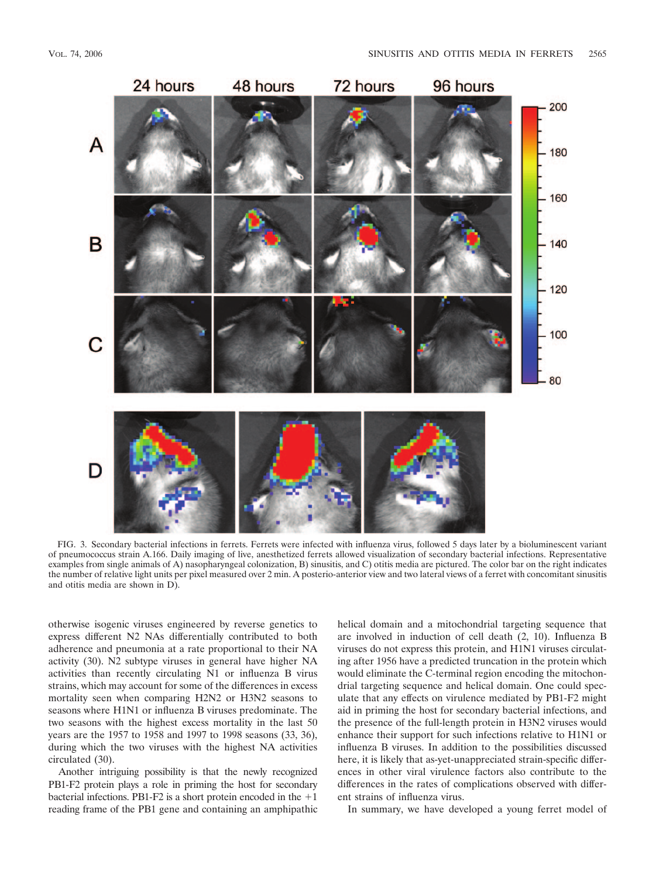FIG. 3. Secondary bacterial infections in ferrets. Ferrets were infected with influenza virus, followed 5 days later by a bioluminescent variant of pneumococcus strain A.166. Daily imaging of live, anesthetized ferrets allowed visualization of secondary bacterial infections. Representative examples from single animals of A) nasopharyngeal colonization, B) sinusitis, and C) otitis media are pictured. The color bar on the right indicates the number of relative light units per pixel measured over 2 min. A posterio-anterior view and two lateral views of a ferret with concomitant sinusitis and otitis media are shown in D).

otherwise isogenic viruses engineered by reverse genetics to express different N2 NAs differentially contributed to both adherence and pneumonia at a rate proportional to their NA activity (30). N2 subtype viruses in general have higher NA activities than recently circulating N1 or influenza B virus strains, which may account for some of the differences in excess mortality seen when comparing H2N2 or H3N2 seasons to seasons where H1N1 or influenza B viruses predominate. The two seasons with the highest excess mortality in the last 50 years are the 1957 to 1958 and 1997 to 1998 seasons (33, 36), during which the two viruses with the highest NA activities circulated (30).

Another intriguing possibility is that the newly recognized PB1-F2 protein plays a role in priming the host for secondary bacterial infections. PB1-F2 is a short protein encoded in the +1 reading frame of the PB1 gene and containing an amphipathic helical domain and a mitochondrial targeting sequence that are involved in induction of cell death (2, 10). Influenza B viruses do not express this protein, and H1N1 viruses circulating after 1956 have a predicted truncation in the protein which would eliminate the C-terminal region encoding the mitochondrial targeting sequence and helical domain. One could speculate that any effects on virulence mediated by PB1-F2 might aid in priming the host for secondary bacterial infections, and the presence of the full-length protein in H3N2 viruses would enhance their support for such infections relative to H1N1 or influenza B viruses. In addition to the possibilities discussed here, it is likely that as-yet-unappreciated strain-specific differences in other viral virulence factors also contribute to the differences in the rates of complications observed with different strains of influenza virus.

In summary, we have developed a young ferret model of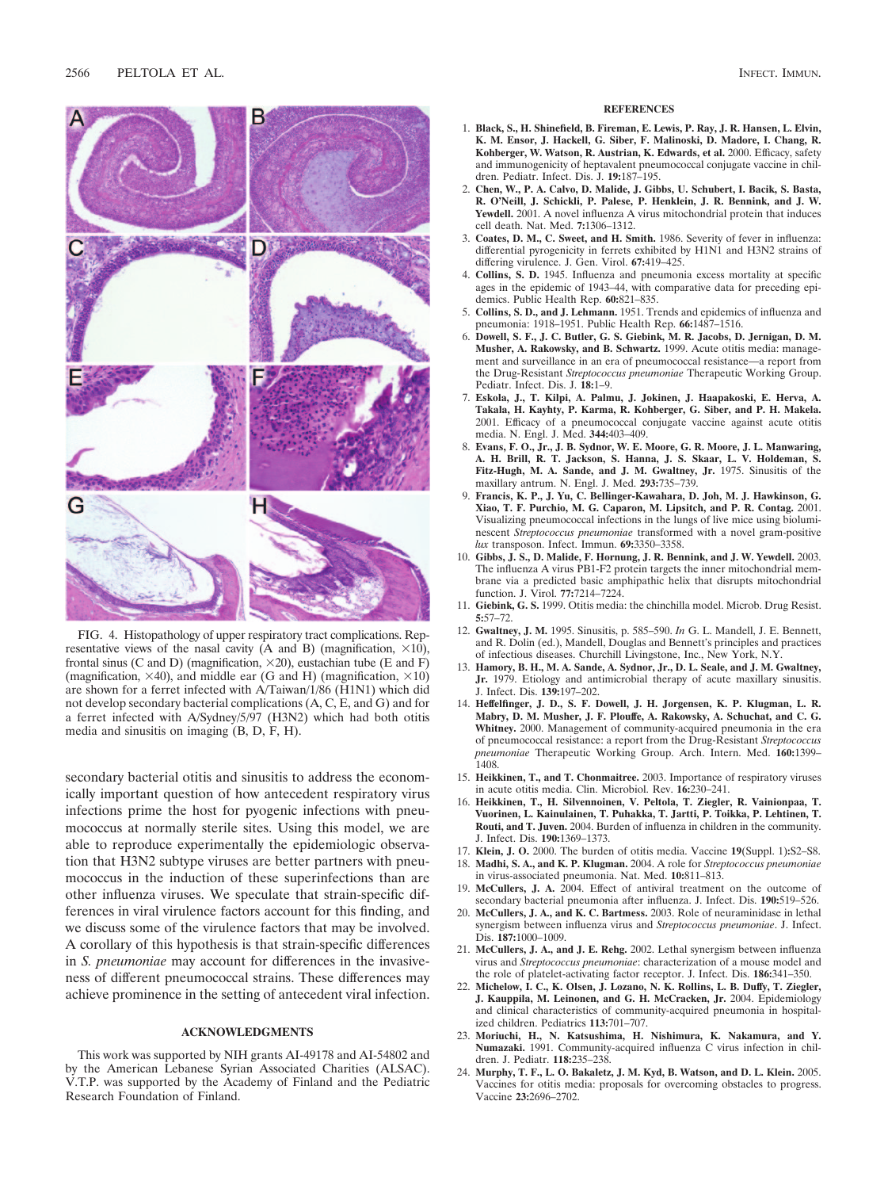FIG. 4. Histopathology of upper respiratory tract complications. Representative views of the nasal cavity (A and B) (magnification, ×10), frontal sinus (C and D) (magnification, ×20), eustachian tube (E and F) (magnification, ×40), and middle ear (G and H) (magnification, ×10) are shown for a ferret infected with A/Taiwan/1/86 (H1N1) which did not develop secondary bacterial complications (A, C, E, and G) and for a ferret infected with A/Sydney/5/97 (H3N2) which had both otitis media and sinusitis on imaging (B, D, F, H).

secondary bacterial otitis and sinusitis to address the economically important question of how antecedent respiratory virus infections prime the host for pyogenic infections with pneumococcus at normally sterile sites. Using this model, we are able to reproduce experimentally the epidemiologic observation that H3N2 subtype viruses are better partners with pneumococcus in the induction of these superinfections than are other influenza viruses. We speculate that strain-specific differences in viral virulence factors account for this finding, and we discuss some of the virulence factors that may be involved. A corollary of this hypothesis is that strain-specific differences in *S. pneumoniae* may account for differences in the invasiveness of different pneumococcal strains. These differences may achieve prominence in the setting of antecedent viral infection.

## ACKNOWLEDGMENTS

This work was supported by NIH grants AI-49178 and AI-54802 and by the American Lebanese Syrian Associated Charities (ALSAC). V.T.P. was supported by the Academy of Finland and the Pediatric Research Foundation of Finland.

## REFERENCES

1. **Black, S., H. Shinefield, B. Fireman, E. Lewis, P. Ray, J. R. Hansen, L. Elvin, K. M. Ensor, J. Hackell, G. Siber, F. Malinoski, D. Madore, I. Chang, R. Kohberger, W. Watson, R. Austrian, K. Edwards, et al.** 2000. Efficacy, safety and immunogenicity of heptavalent pneumococcal conjugate vaccine in children. Pediatr. Infect. Dis. J. **19:**187–195.
2. **Chen, W., P. A. Calvo, D. Malide, J. Gibbs, U. Schubert, I. Bacik, S. Basta, R. O'Neill, J. Schickli, P. Palese, P. Henklein, J. R. Bennink, and J. W. Yewdell.** 2001. A novel influenza A virus mitochondrial protein that induces cell death. Nat. Med. **7:**1306–1312.
3. **Coates, D. M., C. Sweet, and H. Smith.** 1986. Severity of fever in influenza: differential pyrogenicity in ferrets exhibited by H1N1 and H3N2 strains of differing virulence. J. Gen. Virol. **67:**419–425.
4. **Collins, S. D.** 1945. Influenza and pneumonia excess mortality at specific ages in the epidemic of 1943–44, with comparative data for preceding epidemics. Public Health Rep. **60:**821–835.
5. **Collins, S. D., and J. Lehmann.** 1951. Trends and epidemics of influenza and pneumonia: 1918–1951. Public Health Rep. **66:**1487–1516.
6. **Dowell, S. F., J. C. Butler, G. S. Giebink, M. R. Jacobs, D. Jernigan, D. M. Musher, A. Rakowsky, and B. Schwartz.** 1999. Acute otitis media: management and surveillance in an era of pneumococcal resistance—a report from the Drug-Resistant *Streptococcus pneumoniae* Therapeutic Working Group. Pediatr. Infect. Dis. J. **18:**1–9.
7. **Eskola, J., T. Kilpi, A. Palmu, J. Jokinen, J. Haapakoski, E. Herva, A. Takala, H. Kayhty, P. Karma, R. Kohberger, G. Siber, and P. H. Makela.** 2001. Efficacy of a pneumococcal conjugate vaccine against acute otitis media. N. Engl. J. Med. **344:**403–409.
8. **Evans, F. O., Jr., J. B. Sydnor, W. E. Moore, G. R. Moore, J. L. Manwaring, A. H. Brill, R. T. Jackson, S. Hanna, J. S. Skaar, L. V. Holdeman, S. Fitz-Hugh, M. A. Sande, and J. M. Gwaltney, Jr.** 1975. Sinusitis of the maxillary antrum. N. Engl. J. Med. **293:**735–739.
9. **Francis, K. P., J. Yu, C. Bellinger-Kawahara, D. Joh, M. J. Hawkinson, G. Xiao, T. F. Purchio, M. G. Caparon, M. Lipsitch, and P. R. Contag.** 2001. Visualizing pneumococcal infections in the lungs of live mice using bioluminescent *Streptococcus pneumoniae* transformed with a novel gram-positive *lux* transposon. Infect. Immun. **69:**3350–3358.
10. **Gibbs, J. S., D. Malide, F. Hornung, J. R. Bennink, and J. W. Yewdell.** 2003. The influenza A virus PB1-F2 protein targets the inner mitochondrial membrane via a predicted basic amphipathic helix that disrupts mitochondrial function. J. Virol. **77:**7214–7224.
11. **Giebink, G. S.** 1999. Otitis media: the chinchilla model. Microb. Drug Resist. **5:**57–72.
12. **Gwaltney, J. M.** 1995. Sinusitis, p. 585–590. *In* G. L. Mandell, J. E. Bennett, and R. Dolin (ed.), Mandell, Douglas and Bennett's principles and practices of infectious diseases. Churchill Livingstone, Inc., New York, N.Y.
13. **Hamory, B. H., M. A. Sande, A. Sydnor, Jr., D. L. Seale, and J. M. Gwaltney, Jr.** 1979. Etiology and antimicrobial therapy of acute maxillary sinusitis. J. Infect. Dis. **139:**197–202.
14. **Heffelfinger, J. D., S. F. Dowell, J. H. Jorgensen, K. P. Klugman, L. R. Mabry, D. M. Musher, J. F. Plouffe, A. Rakowsky, A. Schuchat, and C. G. Whitney.** 2000. Management of community-acquired pneumonia in the era of pneumococcal resistance: a report from the Drug-Resistant *Streptococcus pneumoniae* Therapeutic Working Group. Arch. Intern. Med. **160:**1399–1408.
15. **Heikkinen, T., and T. Chonmaitree.** 2003. Importance of respiratory viruses in acute otitis media. Clin. Microbiol. Rev. **16:**230–241.
16. **Heikkinen, T., H. Silvennoinen, V. Peltola, T. Ziegler, R. Vainionpaa, T. Vuorinen, L. Kainulainen, T. Puhakka, T. Jartti, P. Toikka, P. Lehtinen, T. Routi, and T. Juven.** 2004. Burden of influenza in children in the community. J. Infect. Dis. **190:**1369–1373.
17. **Klein, J. O.** 2000. The burden of otitis media. Vaccine **19**(Suppl. 1)**:**S2–S8.
18. **Madhi, S. A., and K. P. Klugman.** 2004. A role for *Streptococcus pneumoniae* in virus-associated pneumonia. Nat. Med. **10:**811–813.
19. **McCullers, J. A.** 2004. Effect of antiviral treatment on the outcome of secondary bacterial pneumonia after influenza. J. Infect. Dis. **190:**519–526.
20. **McCullers, J. A., and K. C. Bartmess.** 2003. Role of neuraminidase in lethal synergism between influenza virus and *Streptococcus pneumoniae*. J. Infect. Dis. **187:**1000–1009.
21. **McCullers, J. A., and J. E. Rehg.** 2002. Lethal synergism between influenza virus and *Streptococcus pneumoniae*: characterization of a mouse model and the role of platelet-activating factor receptor. J. Infect. Dis. **186:**341–350.
22. **Michelow, I. C., K. Olsen, J. Lozano, N. K. Rollins, L. B. Duffy, T. Ziegler, J. Kauppila, M. Leinonen, and G. H. McCracken, Jr.** 2004. Epidemiology and clinical characteristics of community-acquired pneumonia in hospitalized children. Pediatrics **113:**701–707.
23. **Moriuchi, H., N. Katsushima, H. Nishimura, K. Nakamura, and Y. Numazaki.** 1991. Community-acquired influenza C virus infection in children. J. Pediatr. **118:**235–238.
24. **Murphy, T. F., L. O. Bakaletz, J. M. Kyd, B. Watson, and D. L. Klein.** 2005. Vaccines for otitis media: proposals for overcoming obstacles to progress. Vaccine **23:**2696–2702.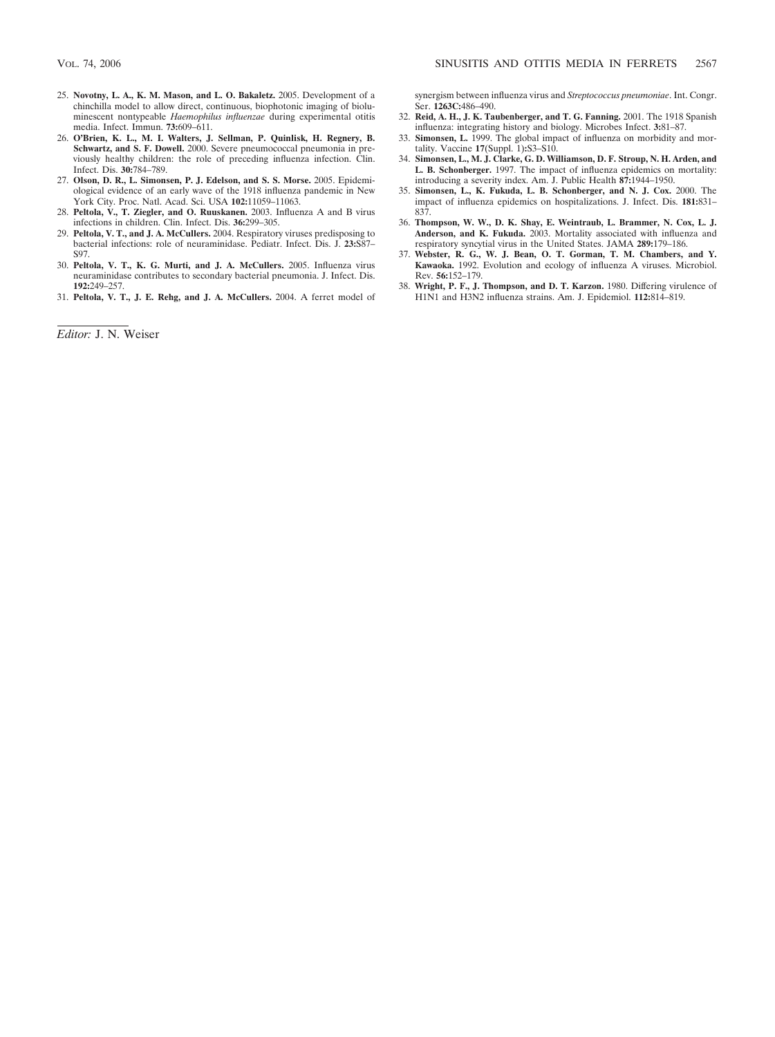25. **Novotny, L. A., K. M. Mason, and L. O. Bakaletz.** 2005. Development of a chinchilla model to allow direct, continuous, biophotonic imaging of bioluminescent nontypeable *Haemophilus influenzae* during experimental otitis media. Infect. Immun. **73:**609–611.
26. **O'Brien, K. L., M. I. Walters, J. Sellman, P. Quinlisk, H. Regnery, B. Schwartz, and S. F. Dowell.** 2000. Severe pneumococcal pneumonia in previously healthy children: the role of preceding influenza infection. Clin. Infect. Dis. **30:**784–789.
27. **Olson, D. R., L. Simonsen, P. J. Edelson, and S. S. Morse.** 2005. Epidemiological evidence of an early wave of the 1918 influenza pandemic in New York City. Proc. Natl. Acad. Sci. USA **102:**11059–11063.
28. **Peltola, V., T. Ziegler, and O. Ruuskanen.** 2003. Influenza A and B virus infections in children. Clin. Infect. Dis. **36:**299–305.
29. **Peltola, V. T., and J. A. McCullers.** 2004. Respiratory viruses predisposing to bacterial infections: role of neuraminidase. Pediatr. Infect. Dis. J. **23:**S87–S97.
30. **Peltola, V. T., K. G. Murti, and J. A. McCullers.** 2005. Influenza virus neuraminidase contributes to secondary bacterial pneumonia. J. Infect. Dis. **192:**249–257.
31. **Peltola, V. T., J. E. Rehg, and J. A. McCullers.** 2004. A ferret model of synergism between influenza virus and *Streptococcus pneumoniae*. Int. Congr. Ser. **1263C:**486–490.
32. **Reid, A. H., J. K. Taubenberger, and T. G. Fanning.** 2001. The 1918 Spanish influenza: integrating history and biology. Microbes Infect. **3:**81–87.
33. **Simonsen, L.** 1999. The global impact of influenza on morbidity and mortality. Vaccine **17**(Suppl. 1)**:**S3–S10.
34. **Simonsen, L., M. J. Clarke, G. D. Williamson, D. F. Stroup, N. H. Arden, and L. B. Schonberger.** 1997. The impact of influenza epidemics on mortality: introducing a severity index. Am. J. Public Health **87:**1944–1950.
35. **Simonsen, L., K. Fukuda, L. B. Schonberger, and N. J. Cox.** 2000. The impact of influenza epidemics on hospitalizations. J. Infect. Dis. **181:**831–837.
36. **Thompson, W. W., D. K. Shay, E. Weintraub, L. Brammer, N. Cox, L. J. Anderson, and K. Fukuda.** 2003. Mortality associated with influenza and respiratory syncytial virus in the United States. JAMA **289:**179–186.
37. **Webster, R. G., W. J. Bean, O. T. Gorman, T. M. Chambers, and Y. Kawaoka.** 1992. Evolution and ecology of influenza A viruses. Microbiol. Rev. **56:**152–179.
38. **Wright, P. F., J. Thompson, and D. T. Karzon.** 1980. Differing virulence of H1N1 and H3N2 influenza strains. Am. J. Epidemiol. **112:**814–819.

*Editor:* J. N. Weiser